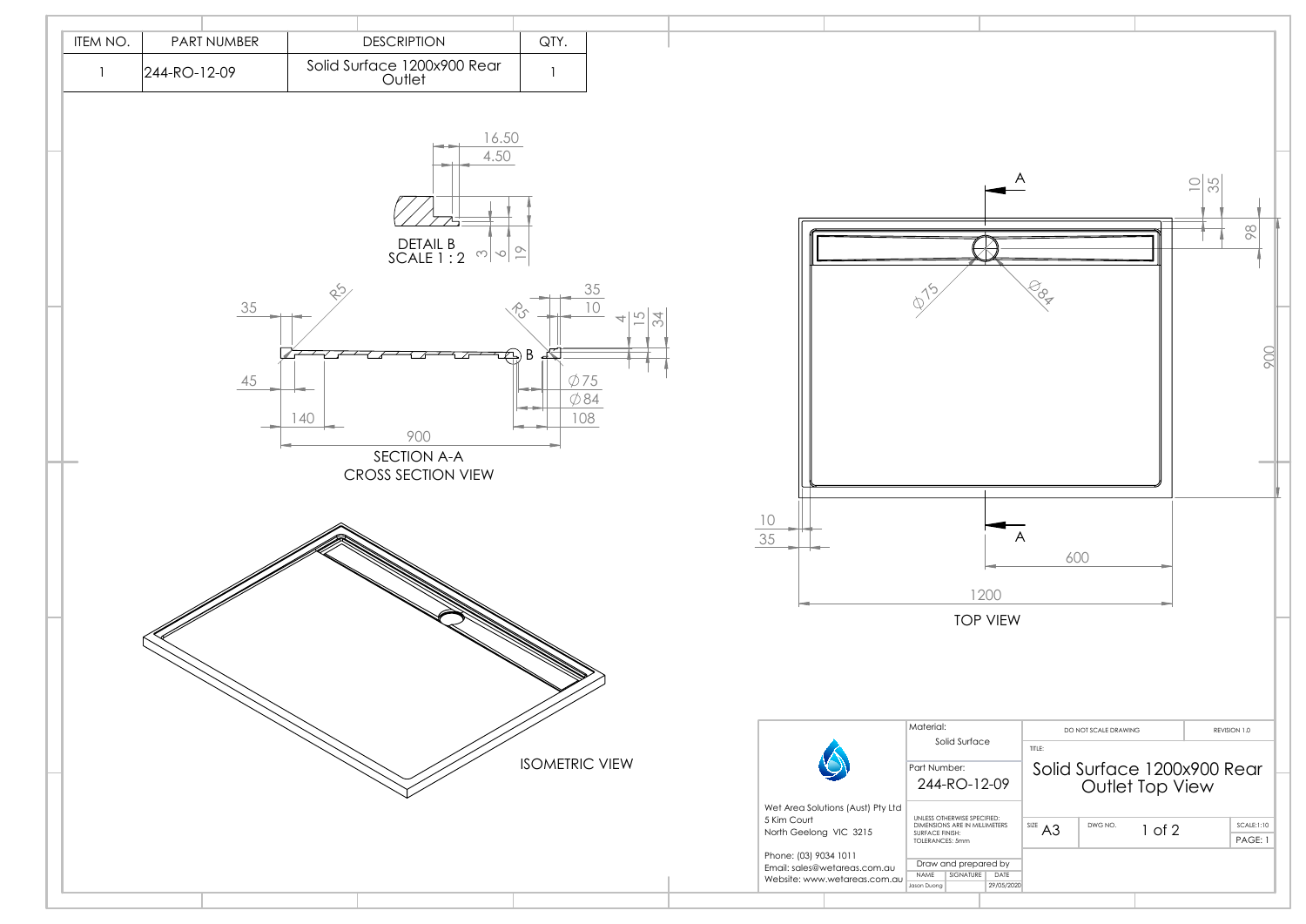| ITEM NO. | PART NUMBER | DESCRIPTION | QTY. |
|---|---|---|---|
| 1 | 244-RO-12-09 | Solid Surface 1200x900 Rear Outlet | 1 |

DETAIL B
SCALE 1 : 2

16.50
4.50
3
6
19

SECTION A-A
CROSS SECTION VIEW

35
R5
R5
35
10
4
15
34
B
45
$\varnothing$75
$\varnothing$84
140
108
900

ISOMETRIC VIEW

TOP VIEW

A
A
$\varnothing$75
$\varnothing$84
10
35
98
900
10
35
600
1200

| Material: | | |
|---|---|---|
| Solid Surface | | |
| Part Number: | | |
| 244-RO-12-09 | | |

Wet Area Solutions (Aust) Pty Ltd
5 Kim Court
North Geelong VIC 3215

Phone: (03) 9034 1011
Email: sales@wetareas.com.au
Website: www.wetareas.com.au

UNLESS OTHERWISE SPECIFIED:
DIMENSIONS ARE IN MILLIMETERS
SURFACE FINISH:
TOLERANCES: 5mm

Draw and prepared by

| NAME | SIGNATURE | DATE |
|---|---|---|
| Jason Duong | | 29/05/2020 |

DO NOT SCALE DRAWING

REVISION 1.0

TITLE:

Solid Surface 1200x900 Rear Outlet Top View

| SIZE | DWG NO. | | SCALE |
|---|---|---|---|
| A3 | | 1 of 2 | SCALE:1:10 |
| | | | PAGE: 1 |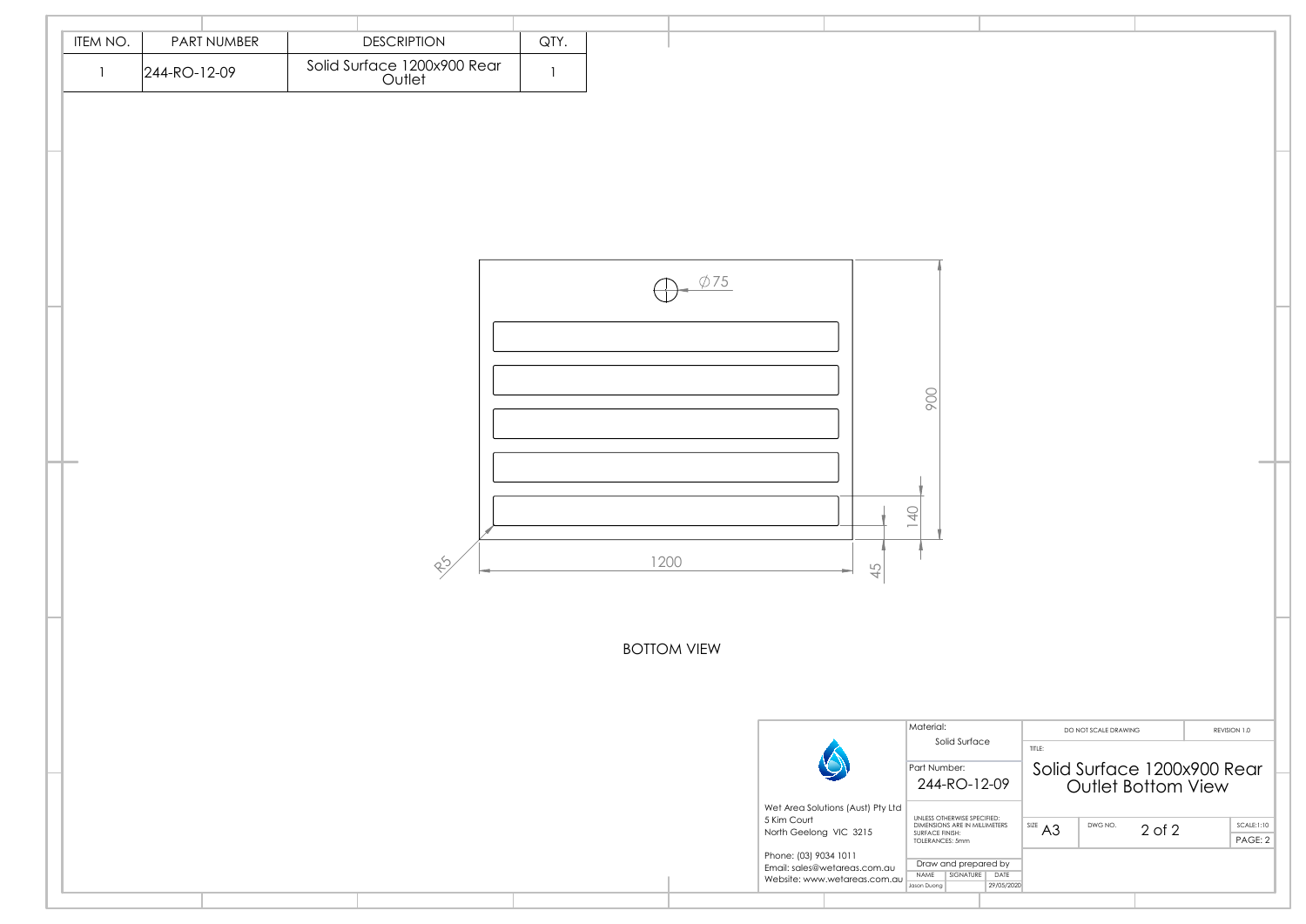| ITEM NO. | PART NUMBER | DESCRIPTION | QTY. |
|---|---|---|---|
| 1 | 244-RO-12-09 | Solid Surface 1200x900 Rear Outlet | 1 |

Ø75

900

140

R5

1200

45

BOTTOM VIEW

Wet Area Solutions (Aust) Pty Ltd
5 Kim Court
North Geelong VIC 3215

Phone: (03) 9034 1011
Email: sales@wetareas.com.au
Website: www.wetareas.com.au

| | |
|---|---|
| Material: | Solid Surface |
| Part Number: | 244-RO-12-09 |

UNLESS OTHERWISE SPECIFIED:
DIMENSIONS ARE IN MILLIMETERS
SURFACE FINISH:
TOLERANCES: 5mm

Draw and prepared by

| NAME | SIGNATURE | DATE |
|---|---|---|
| Jason Duong | | 29/05/2020 |

DO NOT SCALE DRAWING

REVISION 1.0

TITLE: Solid Surface 1200x900 Rear Outlet Bottom View

| SIZE | DWG NO. | SCALE |
|---|---|---|
| A3 | 2 of 2 | 1:10 |

PAGE: 2